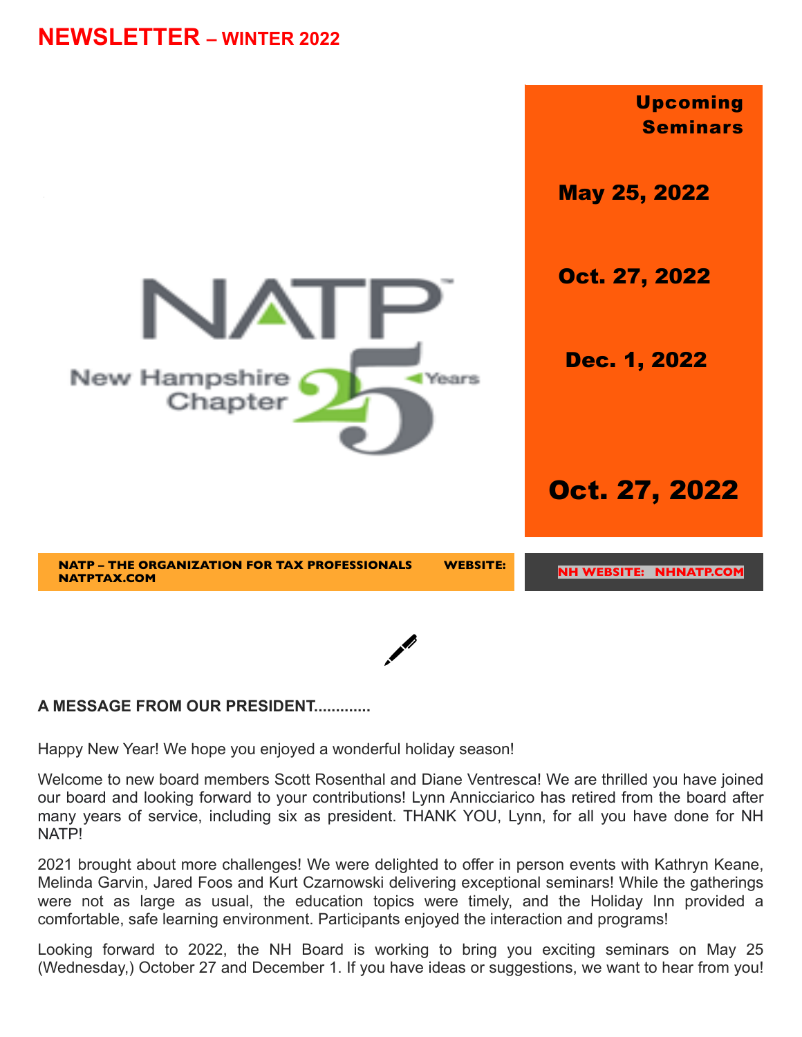# NEWSLETTER – WINTER 2022

NATP
New Hampshire Chapter 25 Years

**Upcoming Seminars**

**May 25, 2022**

**Oct. 27, 2022**

**Dec. 1, 2022**

**Oct. 27, 2022**

**NATP – THE ORGANIZATION FOR TAX PROFESSIONALS WEBSITE: NATPTAX.COM**

**NH WEBSITE: NHNATP.COM**

**A MESSAGE FROM OUR PRESIDENT.............**

Happy New Year! We hope you enjoyed a wonderful holiday season!

Welcome to new board members Scott Rosenthal and Diane Ventresca! We are thrilled you have joined our board and looking forward to your contributions! Lynn Annicciarico has retired from the board after many years of service, including six as president. THANK YOU, Lynn, for all you have done for NH NATP!

2021 brought about more challenges! We were delighted to offer in person events with Kathryn Keane, Melinda Garvin, Jared Foos and Kurt Czarnowski delivering exceptional seminars! While the gatherings were not as large as usual, the education topics were timely, and the Holiday Inn provided a comfortable, safe learning environment. Participants enjoyed the interaction and programs!

Looking forward to 2022, the NH Board is working to bring you exciting seminars on May 25 (Wednesday,) October 27 and December 1. If you have ideas or suggestions, we want to hear from you!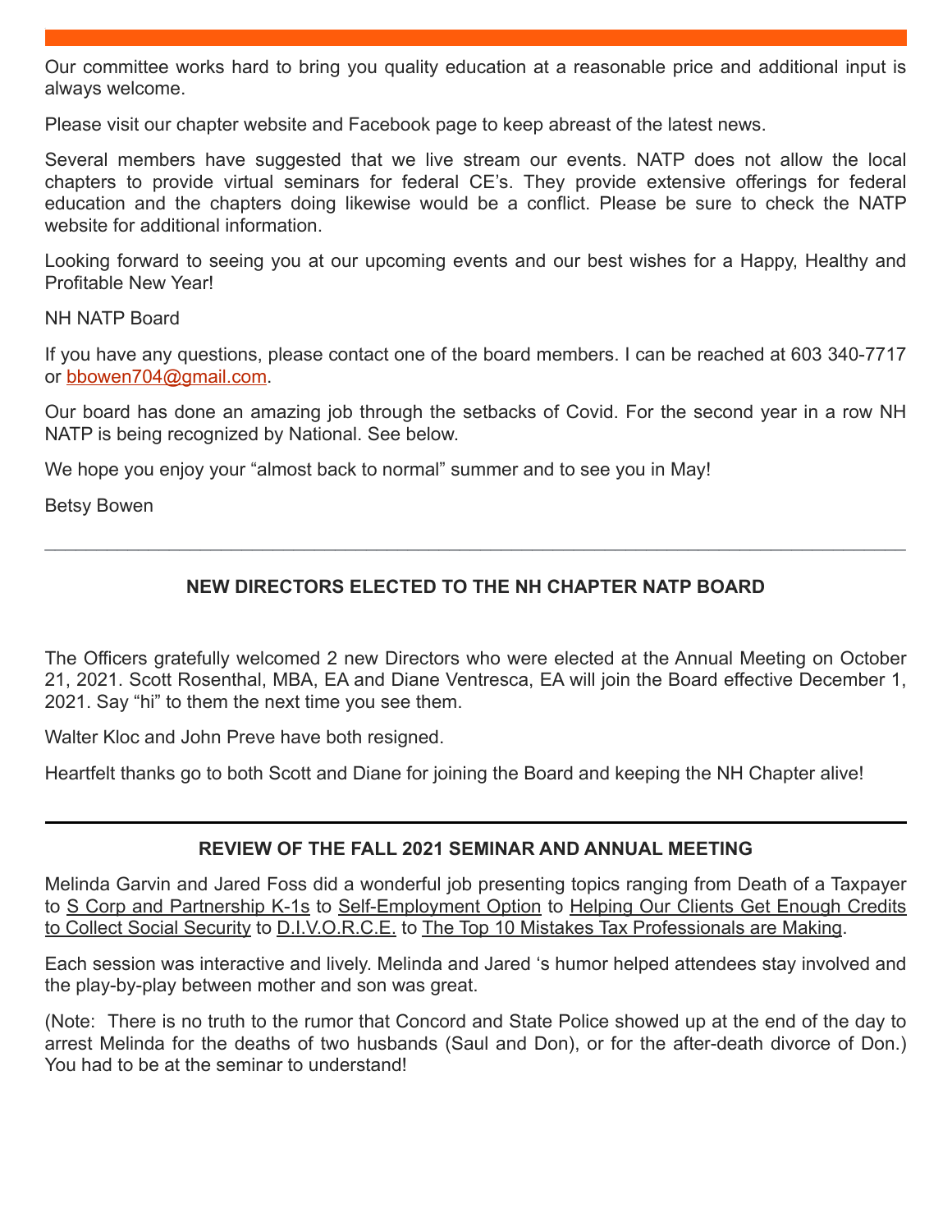Our committee works hard to bring you quality education at a reasonable price and additional input is always welcome.

Please visit our chapter website and Facebook page to keep abreast of the latest news.

Several members have suggested that we live stream our events. NATP does not allow the local chapters to provide virtual seminars for federal CE's. They provide extensive offerings for federal education and the chapters doing likewise would be a conflict. Please be sure to check the NATP website for additional information.

Looking forward to seeing you at our upcoming events and our best wishes for a Happy, Healthy and Profitable New Year!

NH NATP Board

If you have any questions, please contact one of the board members. I can be reached at 603 340-7717 or bbowen704@gmail.com.

Our board has done an amazing job through the setbacks of Covid. For the second year in a row NH NATP is being recognized by National. See below.

We hope you enjoy your "almost back to normal" summer and to see you in May!

Betsy Bowen

---

## NEW DIRECTORS ELECTED TO THE NH CHAPTER NATP BOARD

The Officers gratefully welcomed 2 new Directors who were elected at the Annual Meeting on October 21, 2021. Scott Rosenthal, MBA, EA and Diane Ventresca, EA will join the Board effective December 1, 2021. Say "hi" to them the next time you see them.

Walter Kloc and John Preve have both resigned.

Heartfelt thanks go to both Scott and Diane for joining the Board and keeping the NH Chapter alive!

---

## REVIEW OF THE FALL 2021 SEMINAR AND ANNUAL MEETING

Melinda Garvin and Jared Foss did a wonderful job presenting topics ranging from Death of a Taxpayer to S Corp and Partnership K-1s to Self-Employment Option to Helping Our Clients Get Enough Credits to Collect Social Security to D.I.V.O.R.C.E. to The Top 10 Mistakes Tax Professionals are Making.

Each session was interactive and lively. Melinda and Jared 's humor helped attendees stay involved and the play-by-play between mother and son was great.

(Note: There is no truth to the rumor that Concord and State Police showed up at the end of the day to arrest Melinda for the deaths of two husbands (Saul and Don), or for the after-death divorce of Don.) You had to be at the seminar to understand!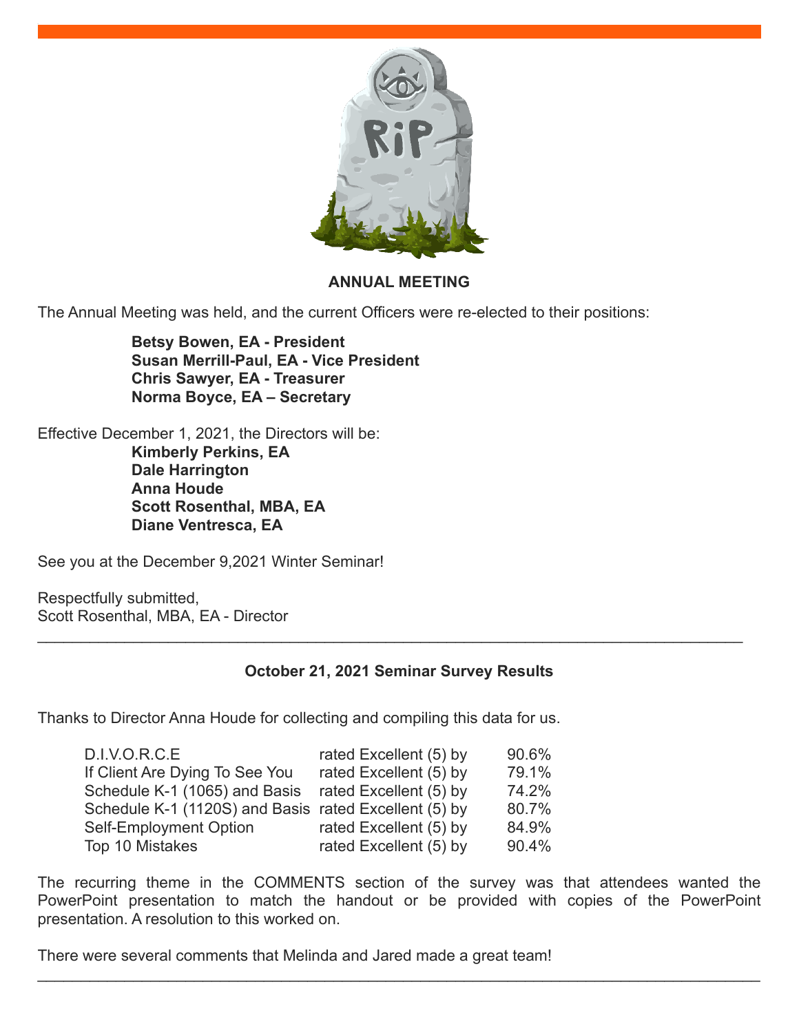**ANNUAL MEETING**

The Annual Meeting was held, and the current Officers were re-elected to their positions:

**Betsy Bowen, EA - President**
**Susan Merrill-Paul, EA - Vice President**
**Chris Sawyer, EA - Treasurer**
**Norma Boyce, EA – Secretary**

Effective December 1, 2021, the Directors will be:

**Kimberly Perkins, EA**
**Dale Harrington**
**Anna Houde**
**Scott Rosenthal, MBA, EA**
**Diane Ventresca, EA**

See you at the December 9,2021 Winter Seminar!

Respectfully submitted,
Scott Rosenthal, MBA, EA - Director

---

**October 21, 2021 Seminar Survey Results**

Thanks to Director Anna Houde for collecting and compiling this data for us.

| | | |
|---|---|---|
| D.I.V.O.R.C.E | rated Excellent (5) by | 90.6% |
| If Client Are Dying To See You | rated Excellent (5) by | 79.1% |
| Schedule K-1 (1065) and Basis | rated Excellent (5) by | 74.2% |
| Schedule K-1 (1120S) and Basis | rated Excellent (5) by | 80.7% |
| Self-Employment Option | rated Excellent (5) by | 84.9% |
| Top 10 Mistakes | rated Excellent (5) by | 90.4% |

The recurring theme in the COMMENTS section of the survey was that attendees wanted the PowerPoint presentation to match the handout or be provided with copies of the PowerPoint presentation. A resolution to this worked on.

There were several comments that Melinda and Jared made a great team!

---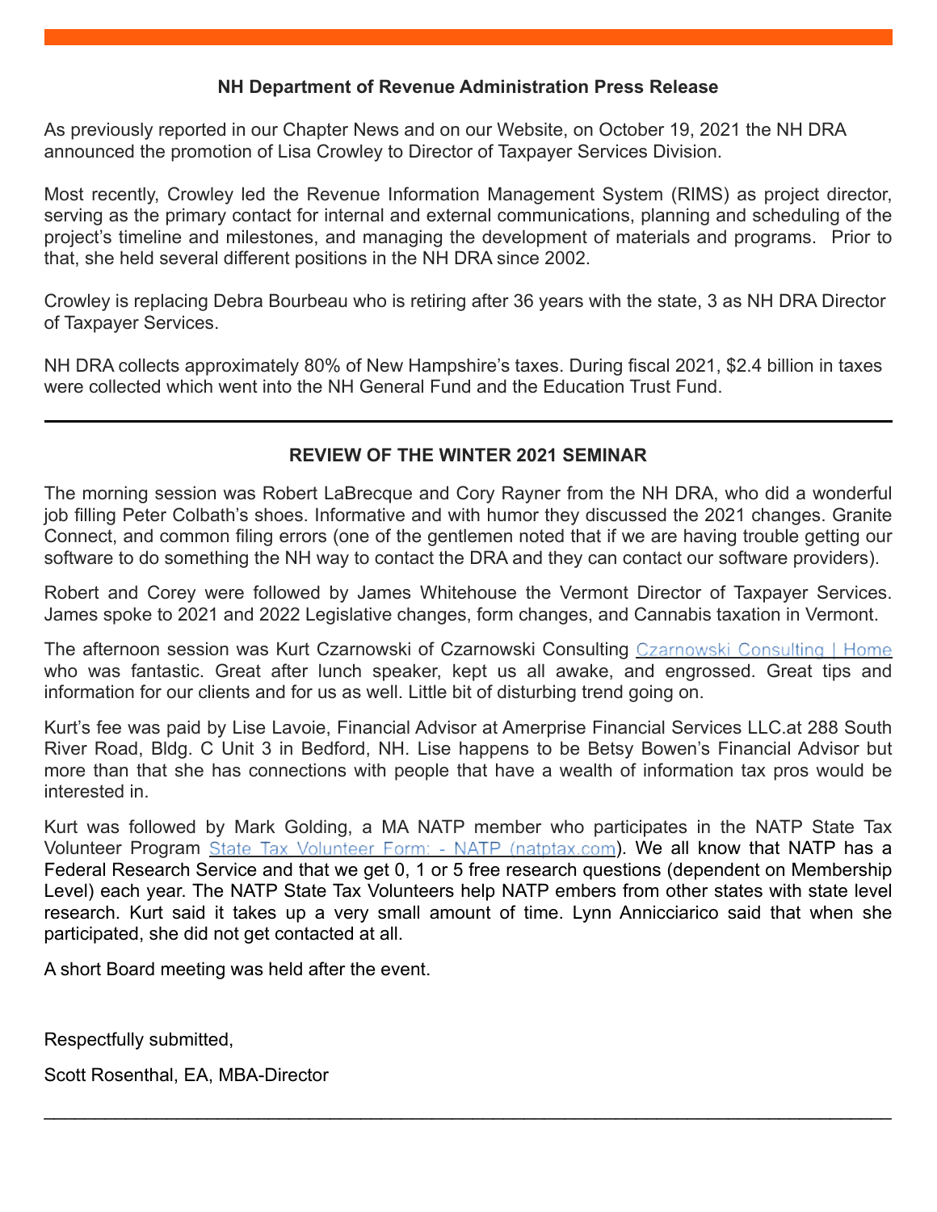## NH Department of Revenue Administration Press Release

As previously reported in our Chapter News and on our Website, on October 19, 2021 the NH DRA announced the promotion of Lisa Crowley to Director of Taxpayer Services Division.

Most recently, Crowley led the Revenue Information Management System (RIMS) as project director, serving as the primary contact for internal and external communications, planning and scheduling of the project's timeline and milestones, and managing the development of materials and programs. Prior to that, she held several different positions in the NH DRA since 2002.

Crowley is replacing Debra Bourbeau who is retiring after 36 years with the state, 3 as NH DRA Director of Taxpayer Services.

NH DRA collects approximately 80% of New Hampshire's taxes. During fiscal 2021, $2.4 billion in taxes were collected which went into the NH General Fund and the Education Trust Fund.

---

## REVIEW OF THE WINTER 2021 SEMINAR

The morning session was Robert LaBrecque and Cory Rayner from the NH DRA, who did a wonderful job filling Peter Colbath's shoes. Informative and with humor they discussed the 2021 changes. Granite Connect, and common filing errors (one of the gentlemen noted that if we are having trouble getting our software to do something the NH way to contact the DRA and they can contact our software providers).

Robert and Corey were followed by James Whitehouse the Vermont Director of Taxpayer Services. James spoke to 2021 and 2022 Legislative changes, form changes, and Cannabis taxation in Vermont.

The afternoon session was Kurt Czarnowski of Czarnowski Consulting [Czarnowski Consulting | Home] who was fantastic. Great after lunch speaker, kept us all awake, and engrossed. Great tips and information for our clients and for us as well. Little bit of disturbing trend going on.

Kurt's fee was paid by Lise Lavoie, Financial Advisor at Amerprise Financial Services LLC.at 288 South River Road, Bldg. C Unit 3 in Bedford, NH. Lise happens to be Betsy Bowen's Financial Advisor but more than that she has connections with people that have a wealth of information tax pros would be interested in.

Kurt was followed by Mark Golding, a MA NATP member who participates in the NATP State Tax Volunteer Program [State Tax Volunteer Form: - NATP (natptax.com)]. We all know that NATP has a Federal Research Service and that we get 0, 1 or 5 free research questions (dependent on Membership Level) each year. The NATP State Tax Volunteers help NATP embers from other states with state level research. Kurt said it takes up a very small amount of time. Lynn Annicciarico said that when she participated, she did not get contacted at all.

A short Board meeting was held after the event.

Respectfully submitted,

Scott Rosenthal, EA, MBA-Director

---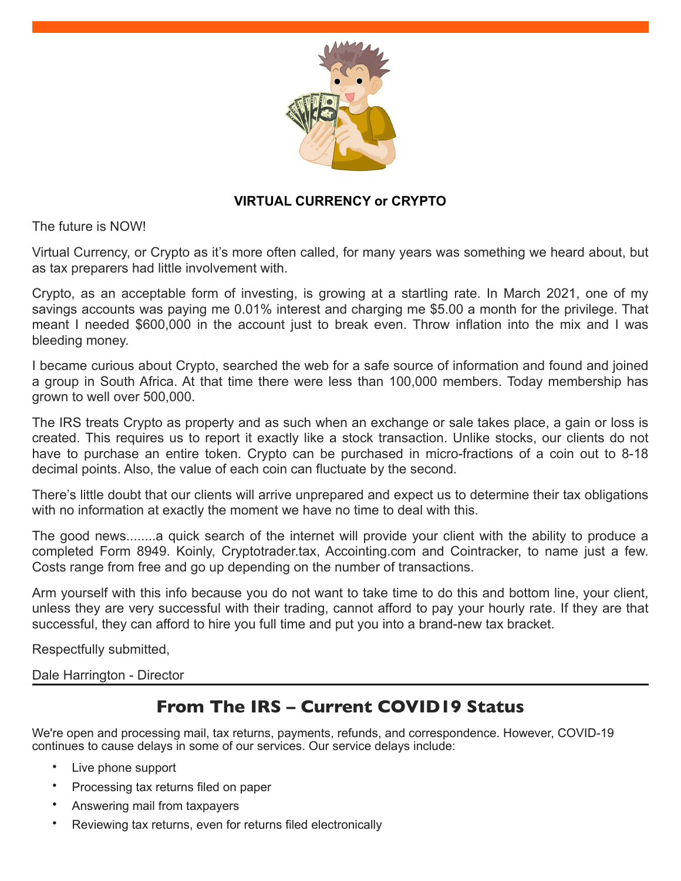## VIRTUAL CURRENCY or CRYPTO

The future is NOW!

Virtual Currency, or Crypto as it's more often called, for many years was something we heard about, but as tax preparers had little involvement with.

Crypto, as an acceptable form of investing, is growing at a startling rate. In March 2021, one of my savings accounts was paying me 0.01% interest and charging me $5.00 a month for the privilege. That meant I needed $600,000 in the account just to break even. Throw inflation into the mix and I was bleeding money.

I became curious about Crypto, searched the web for a safe source of information and found and joined a group in South Africa. At that time there were less than 100,000 members. Today membership has grown to well over 500,000.

The IRS treats Crypto as property and as such when an exchange or sale takes place, a gain or loss is created. This requires us to report it exactly like a stock transaction. Unlike stocks, our clients do not have to purchase an entire token. Crypto can be purchased in micro-fractions of a coin out to 8-18 decimal points. Also, the value of each coin can fluctuate by the second.

There's little doubt that our clients will arrive unprepared and expect us to determine their tax obligations with no information at exactly the moment we have no time to deal with this.

The good news........a quick search of the internet will provide your client with the ability to produce a completed Form 8949. Koinly, Cryptotrader.tax, Accointing.com and Cointracker, to name just a few. Costs range from free and go up depending on the number of transactions.

Arm yourself with this info because you do not want to take time to do this and bottom line, your client, unless they are very successful with their trading, cannot afford to pay your hourly rate. If they are that successful, they can afford to hire you full time and put you into a brand-new tax bracket.

Respectfully submitted,

Dale Harrington - Director

## From The IRS – Current COVID19 Status

We're open and processing mail, tax returns, payments, refunds, and correspondence. However, COVID-19 continues to cause delays in some of our services. Our service delays include:

- Live phone support
- Processing tax returns filed on paper
- Answering mail from taxpayers
- Reviewing tax returns, even for returns filed electronically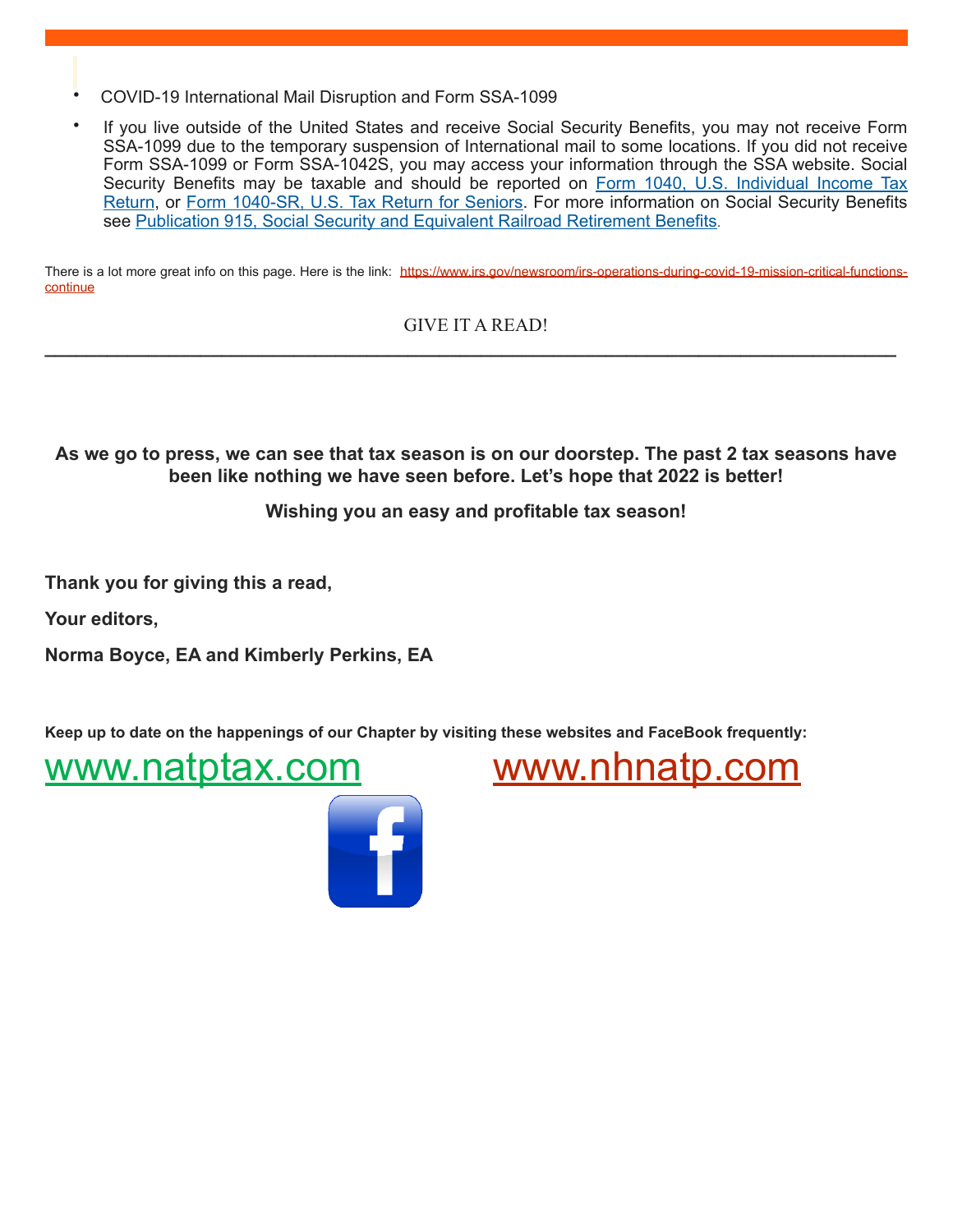- COVID-19 International Mail Disruption and Form SSA-1099
- If you live outside of the United States and receive Social Security Benefits, you may not receive Form SSA-1099 due to the temporary suspension of International mail to some locations. If you did not receive Form SSA-1099 or Form SSA-1042S, you may access your information through the SSA website. Social Security Benefits may be taxable and should be reported on [Form 1040, U.S. Individual Income Tax Return](), or [Form 1040-SR, U.S. Tax Return for Seniors](). For more information on Social Security Benefits see [Publication 915, Social Security and Equivalent Railroad Retirement Benefits]().

There is a lot more great info on this page. Here is the link: https://www.irs.gov/newsroom/irs-operations-during-covid-19-mission-critical-functions-continue

GIVE IT A READ!

---

**As we go to press, we can see that tax season is on our doorstep. The past 2 tax seasons have been like nothing we have seen before. Let's hope that 2022 is better!**

**Wishing you an easy and profitable tax season!**

**Thank you for giving this a read,**

**Your editors,**

**Norma Boyce, EA and Kimberly Perkins, EA**

**Keep up to date on the happenings of our Chapter by visiting these websites and FaceBook frequently:**

www.natptax.com

www.nhnatp.com